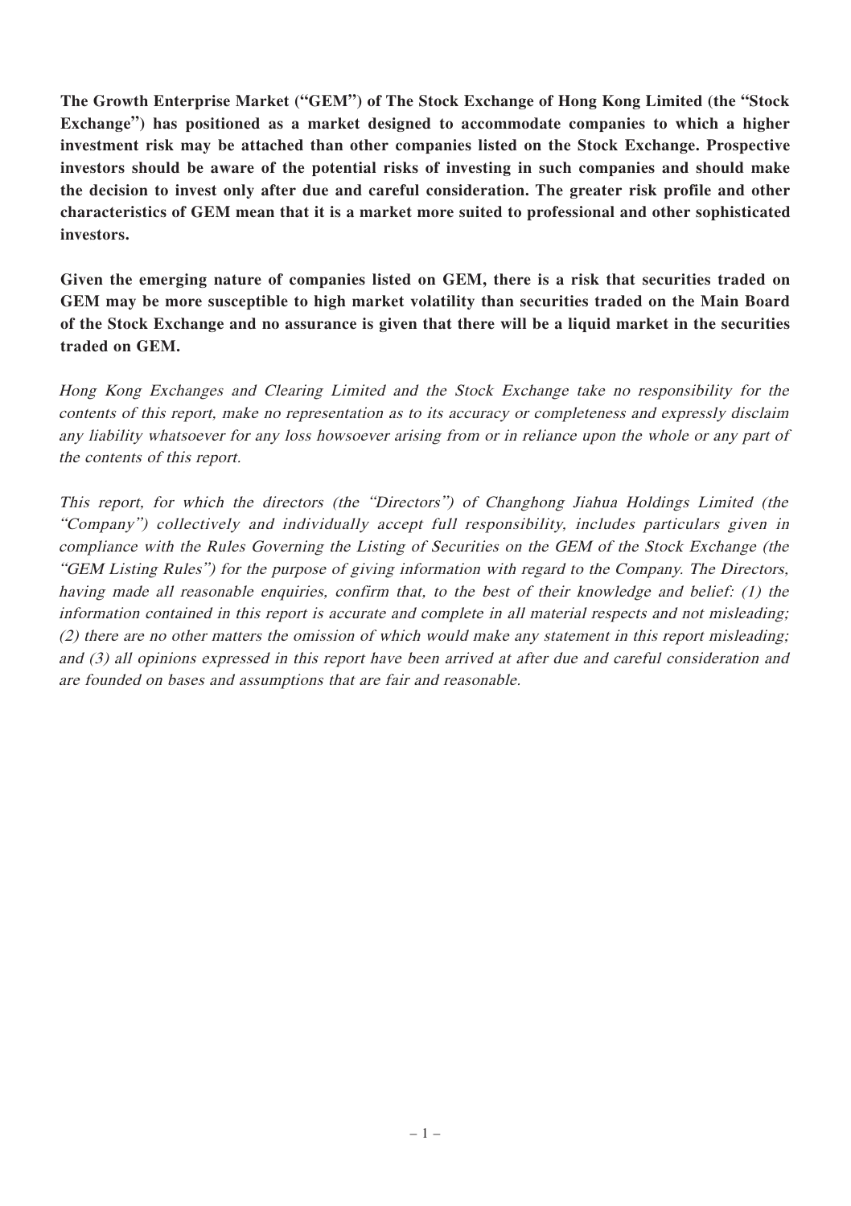**The Growth Enterprise Market ("GEM") of The Stock Exchange of Hong Kong Limited (the "Stock Exchange") has positioned as a market designed to accommodate companies to which a higher investment risk may be attached than other companies listed on the Stock Exchange. Prospective investors should be aware of the potential risks of investing in such companies and should make the decision to invest only after due and careful consideration. The greater risk profile and other characteristics of GEM mean that it is a market more suited to professional and other sophisticated investors.**

**Given the emerging nature of companies listed on GEM, there is a risk that securities traded on GEM may be more susceptible to high market volatility than securities traded on the Main Board of the Stock Exchange and no assurance is given that there will be a liquid market in the securities traded on GEM.**

*Hong Kong Exchanges and Clearing Limited and the Stock Exchange take no responsibility for the contents of this report, make no representation as to its accuracy or completeness and expressly disclaim any liability whatsoever for any loss howsoever arising from or in reliance upon the whole or any part of the contents of this report.*

*This report, for which the directors (the "Directors") of Changhong Jiahua Holdings Limited (the "Company") collectively and individually accept full responsibility, includes particulars given in compliance with the Rules Governing the Listing of Securities on the GEM of the Stock Exchange (the "GEM Listing Rules") for the purpose of giving information with regard to the Company. The Directors, having made all reasonable enquiries, confirm that, to the best of their knowledge and belief: (1) the information contained in this report is accurate and complete in all material respects and not misleading; (2) there are no other matters the omission of which would make any statement in this report misleading; and (3) all opinions expressed in this report have been arrived at after due and careful consideration and are founded on bases and assumptions that are fair and reasonable.*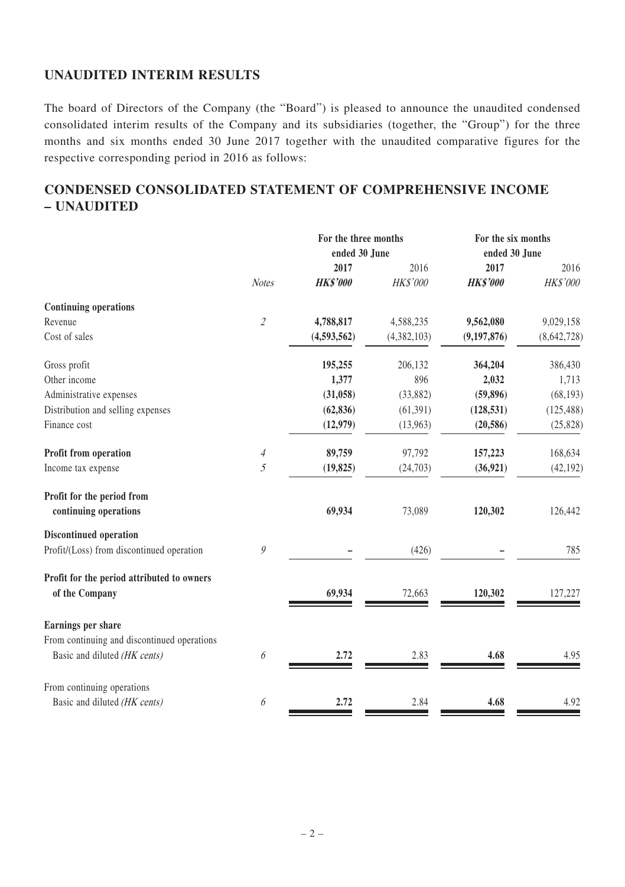## UNAUDITED INTERIM RESULTS

The board of Directors of the Company (the "Board") is pleased to announce the unaudited condensed consolidated interim results of the Company and its subsidiaries (together, the "Group") for the three months and six months ended 30 June 2017 together with the unaudited comparative figures for the respective corresponding period in 2016 as follows:

## CONDENSED CONSOLIDATED STATEMENT OF COMPREHENSIVE INCOME – UNAUDITED

| | | For the three months ended 30 June | | For the six months ended 30 June | |
|---|---|---|---|---|---|
| | | **2017** | 2016 | **2017** | 2016 |
| | *Notes* | ***HK$'000*** | *HK$'000* | ***HK$'000*** | *HK$'000* |
| **Continuing operations** | | | | | |
| Revenue | *2* | **4,788,817** | 4,588,235 | **9,562,080** | 9,029,158 |
| Cost of sales | | **(4,593,562)** | (4,382,103) | **(9,197,876)** | (8,642,728) |
| Gross profit | | **195,255** | 206,132 | **364,204** | 386,430 |
| Other income | | **1,377** | 896 | **2,032** | 1,713 |
| Administrative expenses | | **(31,058)** | (33,882) | **(59,896)** | (68,193) |
| Distribution and selling expenses | | **(62,836)** | (61,391) | **(128,531)** | (125,488) |
| Finance cost | | **(12,979)** | (13,963) | **(20,586)** | (25,828) |
| **Profit from operation** | *4* | **89,759** | 97,792 | **157,223** | 168,634 |
| Income tax expense | *5* | **(19,825)** | (24,703) | **(36,921)** | (42,192) |
| **Profit for the period from continuing operations** | | **69,934** | 73,089 | **120,302** | 126,442 |
| **Discontinued operation** | | | | | |
| Profit/(Loss) from discontinued operation | *9* | **–** | (426) | **–** | 785 |
| **Profit for the period attributed to owners of the Company** | | **69,934** | 72,663 | **120,302** | 127,227 |
| **Earnings per share** | | | | | |
| From continuing and discontinued operations | | | | | |
| Basic and diluted *(HK cents)* | *6* | **2.72** | 2.83 | **4.68** | 4.95 |
| From continuing operations | | | | | |
| Basic and diluted *(HK cents)* | *6* | **2.72** | 2.84 | **4.68** | 4.92 |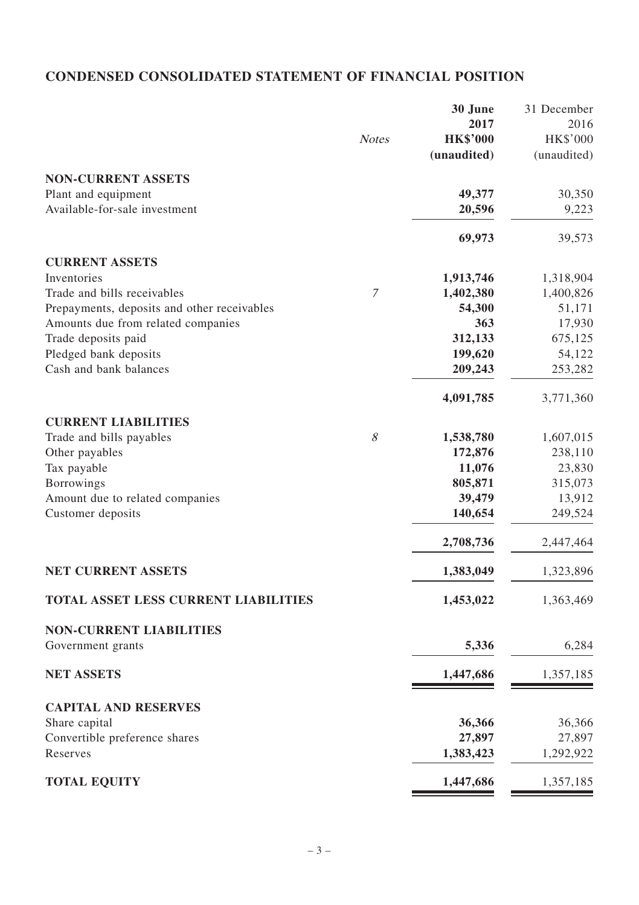## CONDENSED CONSOLIDATED STATEMENT OF FINANCIAL POSITION

| | Notes | 30 June 2017 HK$'000 (unaudited) | 31 December 2016 HK$'000 (unaudited) |
|---|---|---|---|
| **NON-CURRENT ASSETS** | | | |
| Plant and equipment | | **49,377** | 30,350 |
| Available-for-sale investment | | **20,596** | 9,223 |
| | | **69,973** | 39,573 |
| **CURRENT ASSETS** | | | |
| Inventories | | **1,913,746** | 1,318,904 |
| Trade and bills receivables | *7* | **1,402,380** | 1,400,826 |
| Prepayments, deposits and other receivables | | **54,300** | 51,171 |
| Amounts due from related companies | | **363** | 17,930 |
| Trade deposits paid | | **312,133** | 675,125 |
| Pledged bank deposits | | **199,620** | 54,122 |
| Cash and bank balances | | **209,243** | 253,282 |
| | | **4,091,785** | 3,771,360 |
| **CURRENT LIABILITIES** | | | |
| Trade and bills payables | *8* | **1,538,780** | 1,607,015 |
| Other payables | | **172,876** | 238,110 |
| Tax payable | | **11,076** | 23,830 |
| Borrowings | | **805,871** | 315,073 |
| Amount due to related companies | | **39,479** | 13,912 |
| Customer deposits | | **140,654** | 249,524 |
| | | **2,708,736** | 2,447,464 |
| **NET CURRENT ASSETS** | | **1,383,049** | 1,323,896 |
| **TOTAL ASSET LESS CURRENT LIABILITIES** | | **1,453,022** | 1,363,469 |
| **NON-CURRENT LIABILITIES** | | | |
| Government grants | | **5,336** | 6,284 |
| **NET ASSETS** | | **1,447,686** | 1,357,185 |
| **CAPITAL AND RESERVES** | | | |
| Share capital | | **36,366** | 36,366 |
| Convertible preference shares | | **27,897** | 27,897 |
| Reserves | | **1,383,423** | 1,292,922 |
| **TOTAL EQUITY** | | **1,447,686** | 1,357,185 |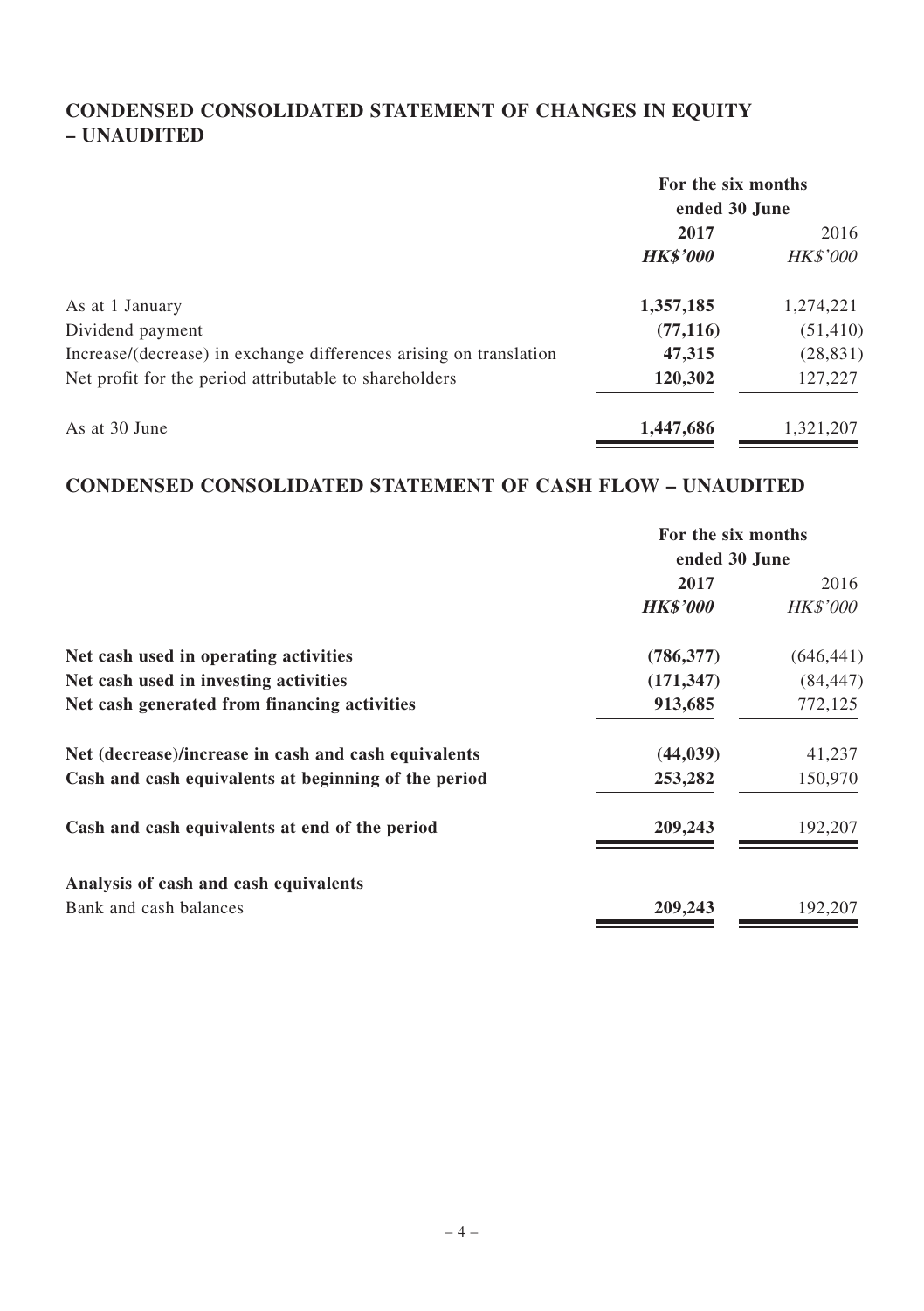## CONDENSED CONSOLIDATED STATEMENT OF CHANGES IN EQUITY – UNAUDITED

| | For the six months ended 30 June | |
|---|---|---|
| | **2017** | 2016 |
| | ***HK$'000*** | *HK$'000* |
| As at 1 January | **1,357,185** | 1,274,221 |
| Dividend payment | **(77,116)** | (51,410) |
| Increase/(decrease) in exchange differences arising on translation | **47,315** | (28,831) |
| Net profit for the period attributable to shareholders | **120,302** | 127,227 |
| As at 30 June | **1,447,686** | 1,321,207 |

## CONDENSED CONSOLIDATED STATEMENT OF CASH FLOW – UNAUDITED

| | For the six months ended 30 June | |
|---|---|---|
| | **2017** | 2016 |
| | ***HK$'000*** | *HK$'000* |
| **Net cash used in operating activities** | **(786,377)** | (646,441) |
| **Net cash used in investing activities** | **(171,347)** | (84,447) |
| **Net cash generated from financing activities** | **913,685** | 772,125 |
| **Net (decrease)/increase in cash and cash equivalents** | **(44,039)** | 41,237 |
| **Cash and cash equivalents at beginning of the period** | **253,282** | 150,970 |
| **Cash and cash equivalents at end of the period** | **209,243** | 192,207 |
| **Analysis of cash and cash equivalents** | | |
| Bank and cash balances | **209,243** | 192,207 |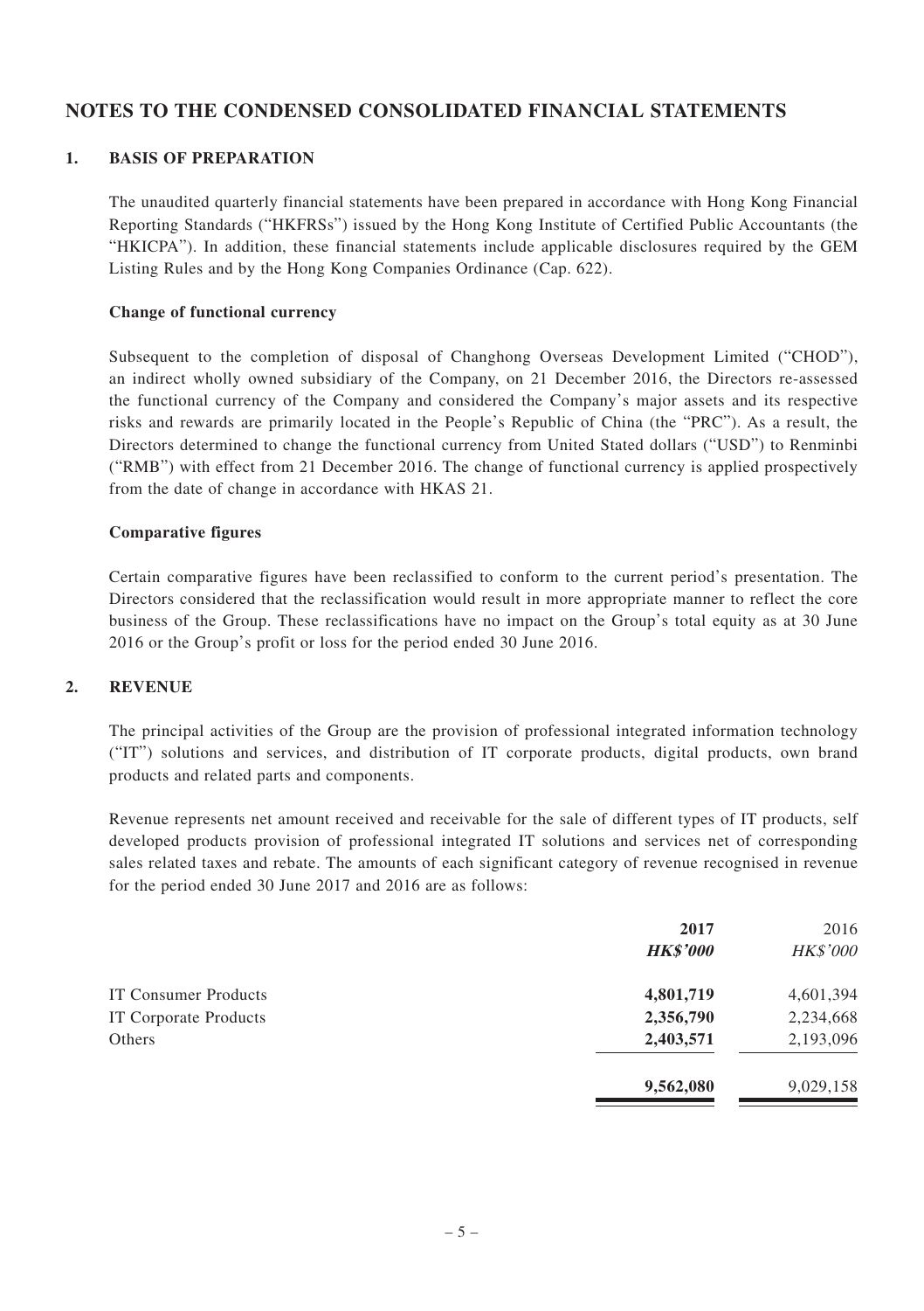# NOTES TO THE CONDENSED CONSOLIDATED FINANCIAL STATEMENTS

## 1. BASIS OF PREPARATION

The unaudited quarterly financial statements have been prepared in accordance with Hong Kong Financial Reporting Standards ("HKFRSs") issued by the Hong Kong Institute of Certified Public Accountants (the "HKICPA"). In addition, these financial statements include applicable disclosures required by the GEM Listing Rules and by the Hong Kong Companies Ordinance (Cap. 622).

**Change of functional currency**

Subsequent to the completion of disposal of Changhong Overseas Development Limited ("CHOD"), an indirect wholly owned subsidiary of the Company, on 21 December 2016, the Directors re-assessed the functional currency of the Company and considered the Company's major assets and its respective risks and rewards are primarily located in the People's Republic of China (the "PRC"). As a result, the Directors determined to change the functional currency from United Stated dollars ("USD") to Renminbi ("RMB") with effect from 21 December 2016. The change of functional currency is applied prospectively from the date of change in accordance with HKAS 21.

**Comparative figures**

Certain comparative figures have been reclassified to conform to the current period's presentation. The Directors considered that the reclassification would result in more appropriate manner to reflect the core business of the Group. These reclassifications have no impact on the Group's total equity as at 30 June 2016 or the Group's profit or loss for the period ended 30 June 2016.

## 2. REVENUE

The principal activities of the Group are the provision of professional integrated information technology ("IT") solutions and services, and distribution of IT corporate products, digital products, own brand products and related parts and components.

Revenue represents net amount received and receivable for the sale of different types of IT products, self developed products provision of professional integrated IT solutions and services net of corresponding sales related taxes and rebate. The amounts of each significant category of revenue recognised in revenue for the period ended 30 June 2017 and 2016 are as follows:

| | **2017** | 2016 |
|---|---|---|
| | ***HK$'000*** | *HK$'000* |
| IT Consumer Products | **4,801,719** | 4,601,394 |
| IT Corporate Products | **2,356,790** | 2,234,668 |
| Others | **2,403,571** | 2,193,096 |
| | **9,562,080** | 9,029,158 |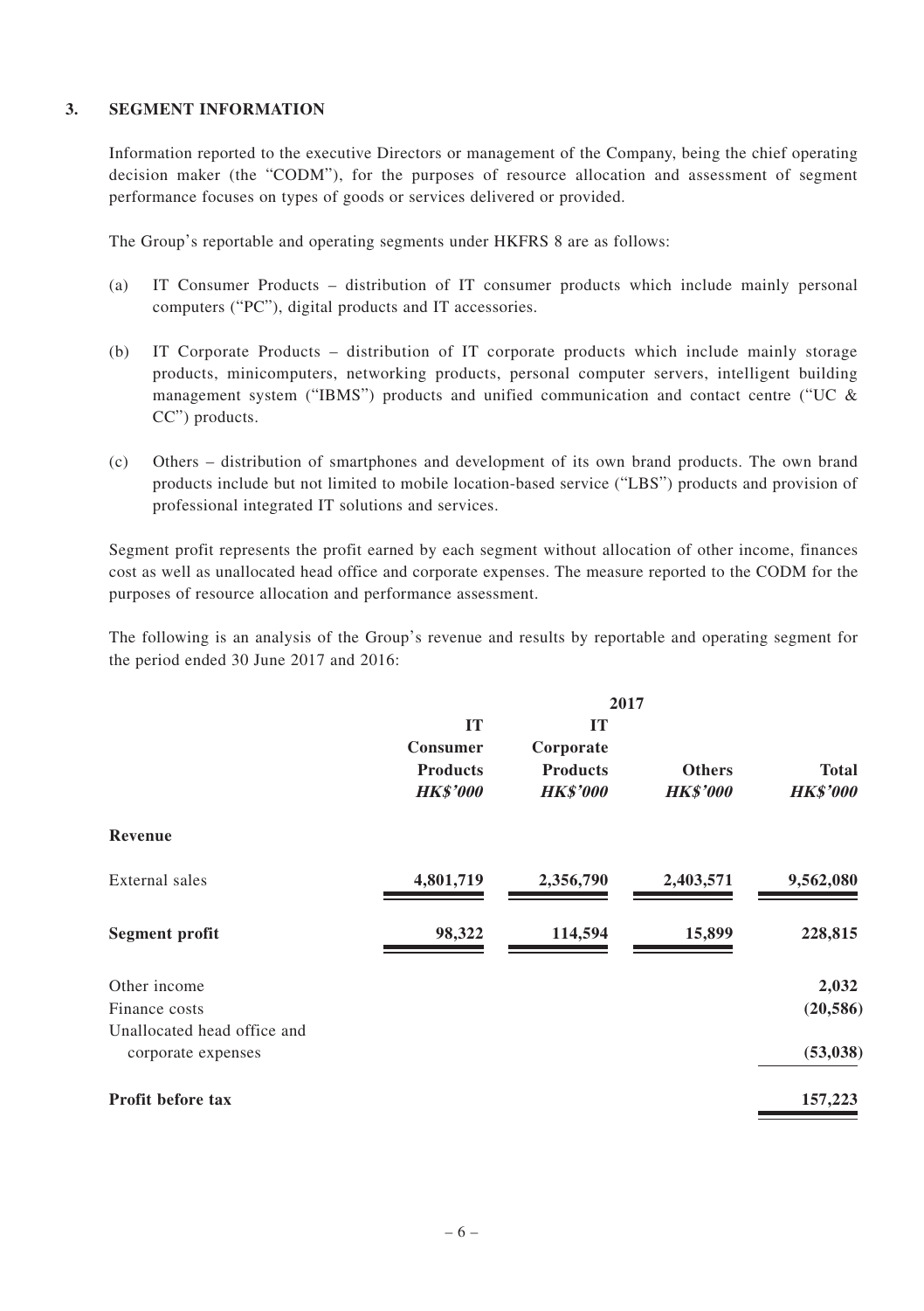## 3. SEGMENT INFORMATION

Information reported to the executive Directors or management of the Company, being the chief operating decision maker (the "CODM"), for the purposes of resource allocation and assessment of segment performance focuses on types of goods or services delivered or provided.

The Group's reportable and operating segments under HKFRS 8 are as follows:

(a) IT Consumer Products – distribution of IT consumer products which include mainly personal computers ("PC"), digital products and IT accessories.

(b) IT Corporate Products – distribution of IT corporate products which include mainly storage products, minicomputers, networking products, personal computer servers, intelligent building management system ("IBMS") products and unified communication and contact centre ("UC & CC") products.

(c) Others – distribution of smartphones and development of its own brand products. The own brand products include but not limited to mobile location-based service ("LBS") products and provision of professional integrated IT solutions and services.

Segment profit represents the profit earned by each segment without allocation of other income, finances cost as well as unallocated head office and corporate expenses. The measure reported to the CODM for the purposes of resource allocation and performance assessment.

The following is an analysis of the Group's revenue and results by reportable and operating segment for the period ended 30 June 2017 and 2016:

| | 2017 | | | |
|---|---|---|---|---|
| | **IT Consumer Products** *HK$'000* | **IT Corporate Products** *HK$'000* | **Others** *HK$'000* | **Total** *HK$'000* |
| **Revenue** | | | | |
| External sales | **4,801,719** | **2,356,790** | **2,403,571** | **9,562,080** |
| **Segment profit** | **98,322** | **114,594** | **15,899** | **228,815** |
| Other income | | | | **2,032** |
| Finance costs | | | | **(20,586)** |
| Unallocated head office and corporate expenses | | | | **(53,038)** |
| **Profit before tax** | | | | **157,223** |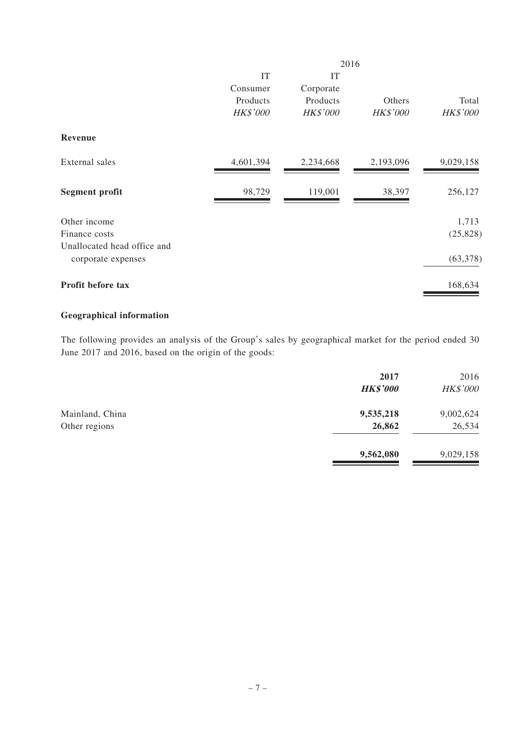| | 2016 | | | |
|---|---|---|---|---|
| | IT Consumer Products | IT Corporate Products | Others | Total |
| | *HK$'000* | *HK$'000* | *HK$'000* | *HK$'000* |
| **Revenue** | | | | |
| External sales | 4,601,394 | 2,234,668 | 2,193,096 | 9,029,158 |
| **Segment profit** | 98,729 | 119,001 | 38,397 | 256,127 |
| Other income | | | | 1,713 |
| Finance costs | | | | (25,828) |
| Unallocated head office and corporate expenses | | | | (63,378) |
| **Profit before tax** | | | | 168,634 |

**Geographical information**

The following provides an analysis of the Group's sales by geographical market for the period ended 30 June 2017 and 2016, based on the origin of the goods:

| | **2017** | 2016 |
|---|---|---|
| | ***HK$'000*** | *HK$'000* |
| Mainland, China | **9,535,218** | 9,002,624 |
| Other regions | **26,862** | 26,534 |
| | **9,562,080** | 9,029,158 |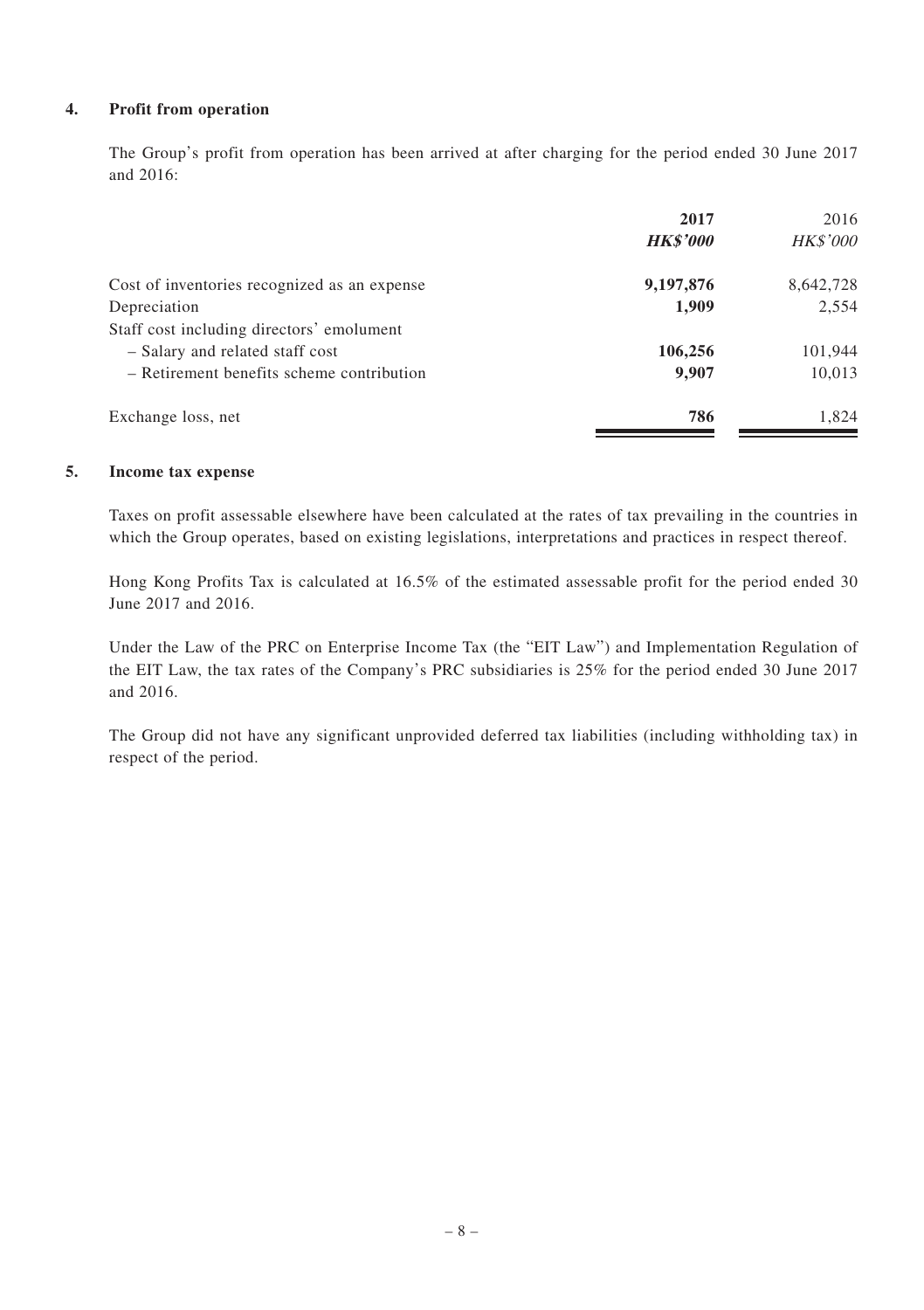### 4. Profit from operation

The Group's profit from operation has been arrived at after charging for the period ended 30 June 2017 and 2016:

| | **2017** | 2016 |
|---|---|---|
| | ***HK$'000*** | *HK$'000* |
| Cost of inventories recognized as an expense | **9,197,876** | 8,642,728 |
| Depreciation | **1,909** | 2,554 |
| Staff cost including directors' emolument | | |
| – Salary and related staff cost | **106,256** | 101,944 |
| – Retirement benefits scheme contribution | **9,907** | 10,013 |
| Exchange loss, net | **786** | 1,824 |

### 5. Income tax expense

Taxes on profit assessable elsewhere have been calculated at the rates of tax prevailing in the countries in which the Group operates, based on existing legislations, interpretations and practices in respect thereof.

Hong Kong Profits Tax is calculated at 16.5% of the estimated assessable profit for the period ended 30 June 2017 and 2016.

Under the Law of the PRC on Enterprise Income Tax (the "EIT Law") and Implementation Regulation of the EIT Law, the tax rates of the Company's PRC subsidiaries is 25% for the period ended 30 June 2017 and 2016.

The Group did not have any significant unprovided deferred tax liabilities (including withholding tax) in respect of the period.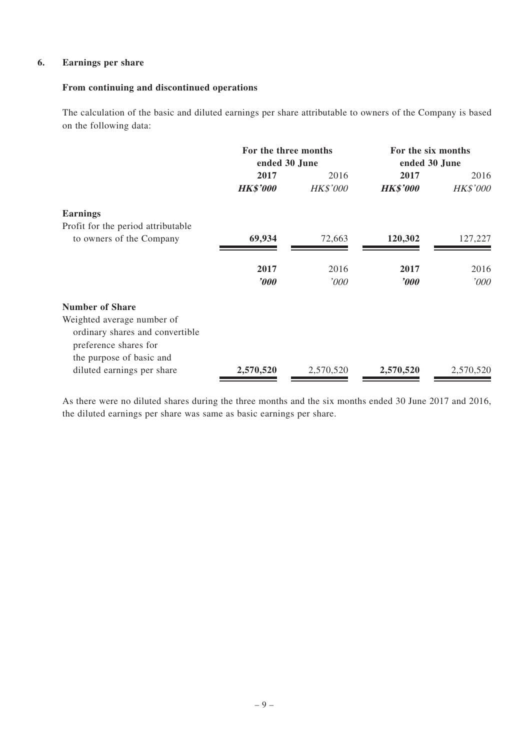## 6. Earnings per share

### From continuing and discontinued operations

The calculation of the basic and diluted earnings per share attributable to owners of the Company is based on the following data:

| | For the three months ended 30 June | | For the six months ended 30 June | |
|---|---|---|---|---|
| | **2017** | 2016 | **2017** | 2016 |
| | ***HK$'000*** | *HK$'000* | ***HK$'000*** | *HK$'000* |
| **Earnings** | | | | |
| Profit for the period attributable to owners of the Company | **69,934** | 72,663 | **120,302** | 127,227 |
| | **2017** | 2016 | **2017** | 2016 |
| | ***'000*** | *'000* | ***'000*** | *'000* |
| **Number of Share** | | | | |
| Weighted average number of ordinary shares and convertible preference shares for the purpose of basic and diluted earnings per share | **2,570,520** | 2,570,520 | **2,570,520** | 2,570,520 |

As there were no diluted shares during the three months and the six months ended 30 June 2017 and 2016, the diluted earnings per share was same as basic earnings per share.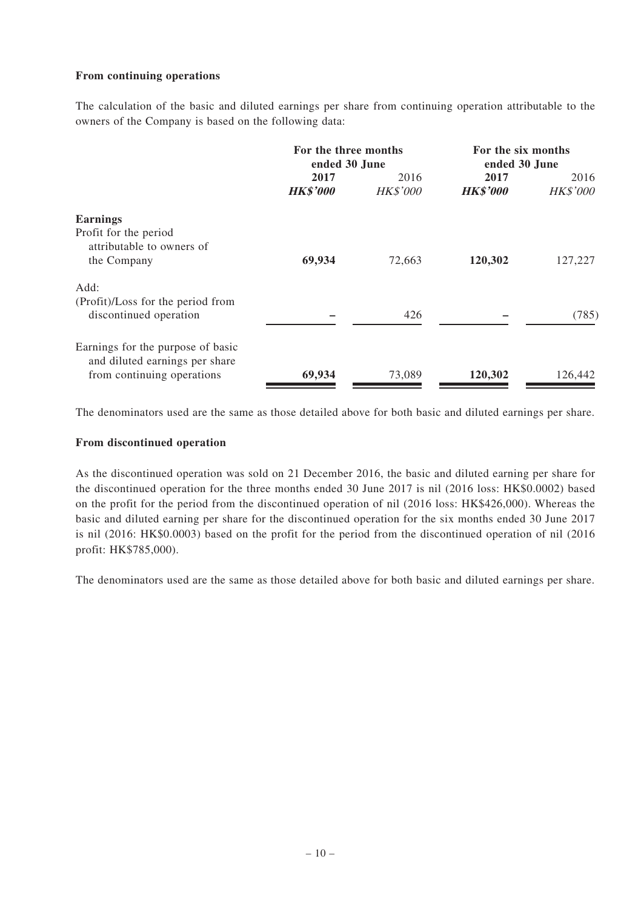**From continuing operations**

The calculation of the basic and diluted earnings per share from continuing operation attributable to the owners of the Company is based on the following data:

| | For the three months ended 30 June | | For the six months ended 30 June | |
|---|---|---|---|---|
| | **2017** | 2016 | **2017** | 2016 |
| | ***HK$'000*** | *HK$'000* | ***HK$'000*** | *HK$'000* |
| **Earnings** | | | | |
| Profit for the period attributable to owners of the Company | **69,934** | 72,663 | **120,302** | 127,227 |
| Add: | | | | |
| (Profit)/Loss for the period from discontinued operation | **–** | 426 | **–** | (785) |
| Earnings for the purpose of basic and diluted earnings per share from continuing operations | **69,934** | 73,089 | **120,302** | 126,442 |

The denominators used are the same as those detailed above for both basic and diluted earnings per share.

**From discontinued operation**

As the discontinued operation was sold on 21 December 2016, the basic and diluted earning per share for the discontinued operation for the three months ended 30 June 2017 is nil (2016 loss: HK$0.0002) based on the profit for the period from the discontinued operation of nil (2016 loss: HK$426,000). Whereas the basic and diluted earning per share for the discontinued operation for the six months ended 30 June 2017 is nil (2016: HK$0.0003) based on the profit for the period from the discontinued operation of nil (2016 profit: HK$785,000).

The denominators used are the same as those detailed above for both basic and diluted earnings per share.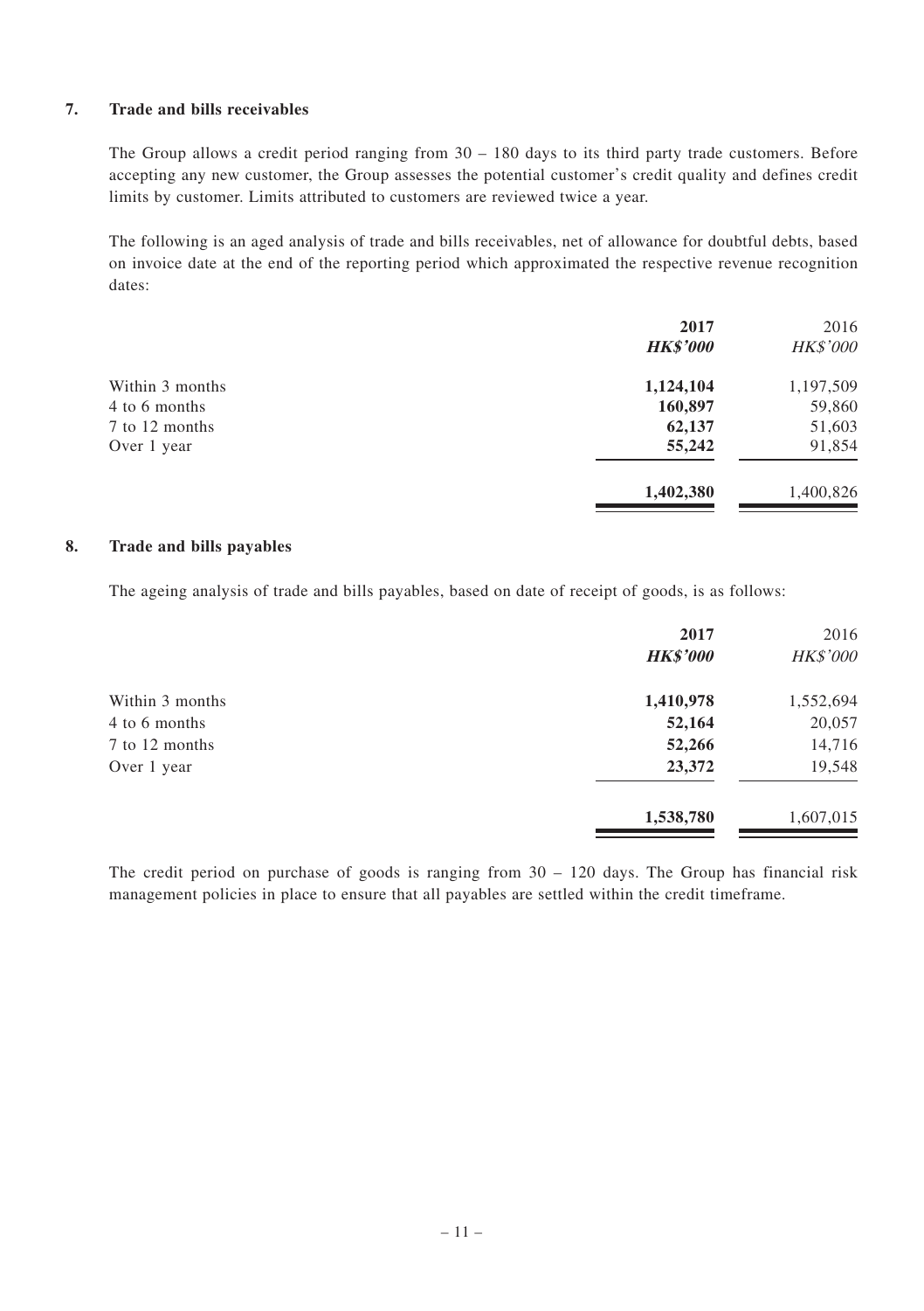## 7. Trade and bills receivables

The Group allows a credit period ranging from 30 – 180 days to its third party trade customers. Before accepting any new customer, the Group assesses the potential customer's credit quality and defines credit limits by customer. Limits attributed to customers are reviewed twice a year.

The following is an aged analysis of trade and bills receivables, net of allowance for doubtful debts, based on invoice date at the end of the reporting period which approximated the respective revenue recognition dates:

| | **2017** | 2016 |
|---|---|---|
| | ***HK$'000*** | *HK$'000* |
| Within 3 months | **1,124,104** | 1,197,509 |
| 4 to 6 months | **160,897** | 59,860 |
| 7 to 12 months | **62,137** | 51,603 |
| Over 1 year | **55,242** | 91,854 |
| | **1,402,380** | 1,400,826 |

## 8. Trade and bills payables

The ageing analysis of trade and bills payables, based on date of receipt of goods, is as follows:

| | **2017** | 2016 |
|---|---|---|
| | ***HK$'000*** | *HK$'000* |
| Within 3 months | **1,410,978** | 1,552,694 |
| 4 to 6 months | **52,164** | 20,057 |
| 7 to 12 months | **52,266** | 14,716 |
| Over 1 year | **23,372** | 19,548 |
| | **1,538,780** | 1,607,015 |

The credit period on purchase of goods is ranging from 30 – 120 days. The Group has financial risk management policies in place to ensure that all payables are settled within the credit timeframe.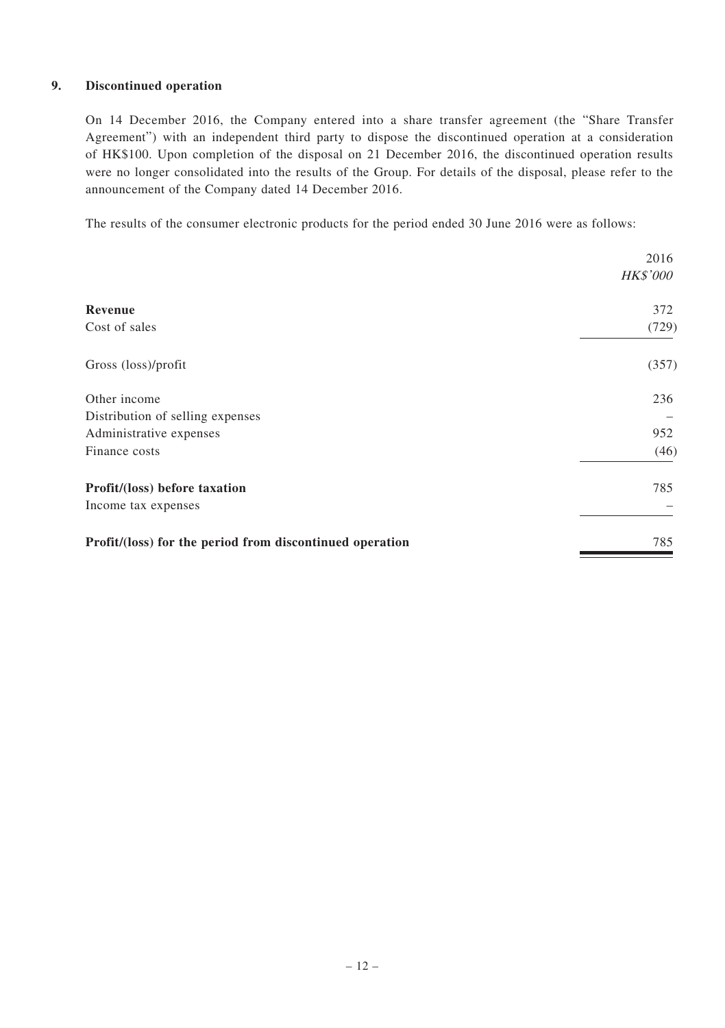## 9. Discontinued operation

On 14 December 2016, the Company entered into a share transfer agreement (the "Share Transfer Agreement") with an independent third party to dispose the discontinued operation at a consideration of HK$100. Upon completion of the disposal on 21 December 2016, the discontinued operation results were no longer consolidated into the results of the Group. For details of the disposal, please refer to the announcement of the Company dated 14 December 2016.

The results of the consumer electronic products for the period ended 30 June 2016 were as follows:

| | 2016<br>*HK$'000* |
|---|---|
| **Revenue** | 372 |
| Cost of sales | (729) |
| Gross (loss)/profit | (357) |
| Other income | 236 |
| Distribution of selling expenses | – |
| Administrative expenses | 952 |
| Finance costs | (46) |
| **Profit/(loss) before taxation** | 785 |
| Income tax expenses | – |
| **Profit/(loss) for the period from discontinued operation** | 785 |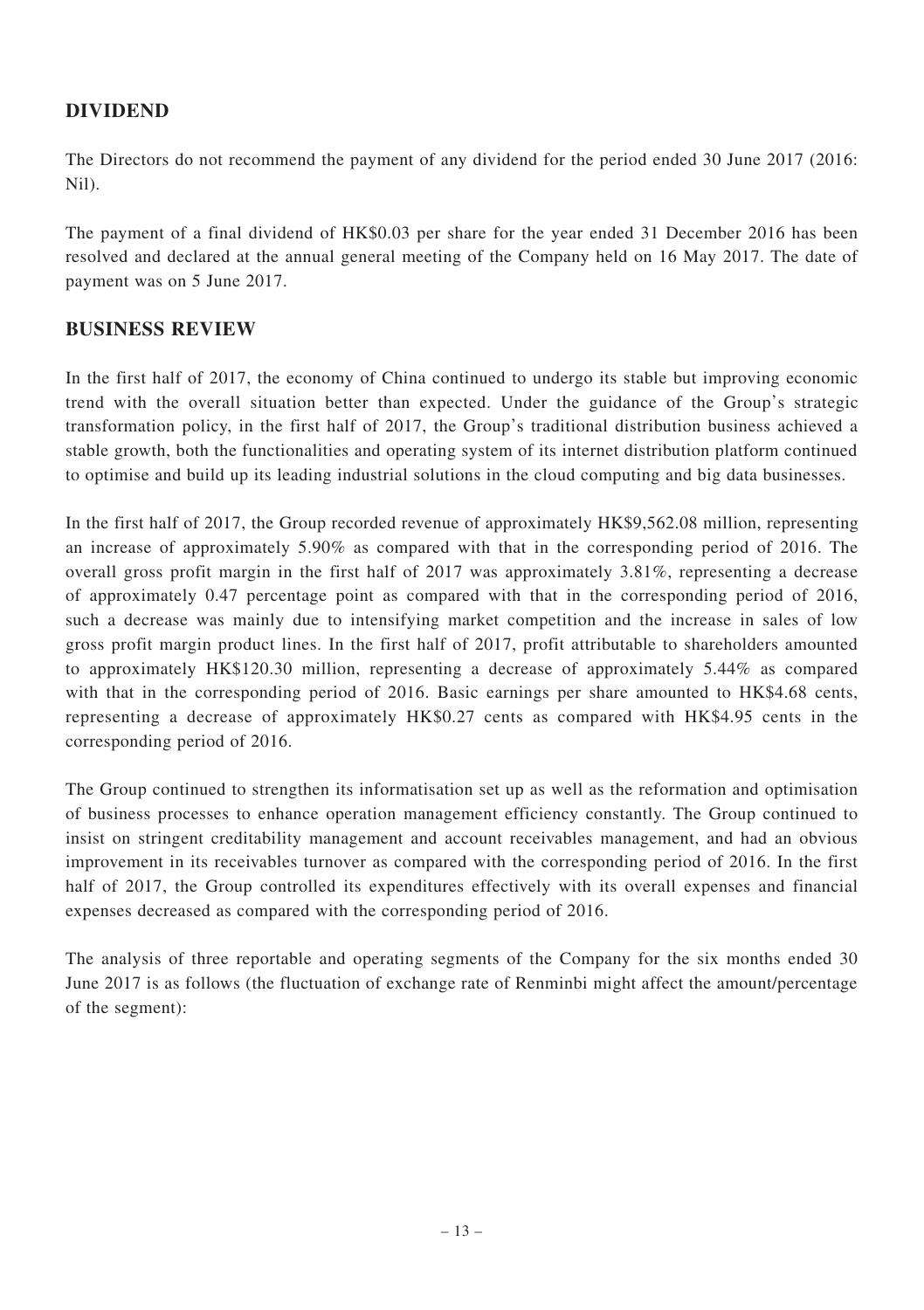## DIVIDEND

The Directors do not recommend the payment of any dividend for the period ended 30 June 2017 (2016: Nil).

The payment of a final dividend of HK$0.03 per share for the year ended 31 December 2016 has been resolved and declared at the annual general meeting of the Company held on 16 May 2017. The date of payment was on 5 June 2017.

## BUSINESS REVIEW

In the first half of 2017, the economy of China continued to undergo its stable but improving economic trend with the overall situation better than expected. Under the guidance of the Group's strategic transformation policy, in the first half of 2017, the Group's traditional distribution business achieved a stable growth, both the functionalities and operating system of its internet distribution platform continued to optimise and build up its leading industrial solutions in the cloud computing and big data businesses.

In the first half of 2017, the Group recorded revenue of approximately HK$9,562.08 million, representing an increase of approximately 5.90% as compared with that in the corresponding period of 2016. The overall gross profit margin in the first half of 2017 was approximately 3.81%, representing a decrease of approximately 0.47 percentage point as compared with that in the corresponding period of 2016, such a decrease was mainly due to intensifying market competition and the increase in sales of low gross profit margin product lines. In the first half of 2017, profit attributable to shareholders amounted to approximately HK$120.30 million, representing a decrease of approximately 5.44% as compared with that in the corresponding period of 2016. Basic earnings per share amounted to HK$4.68 cents, representing a decrease of approximately HK$0.27 cents as compared with HK$4.95 cents in the corresponding period of 2016.

The Group continued to strengthen its informatisation set up as well as the reformation and optimisation of business processes to enhance operation management efficiency constantly. The Group continued to insist on stringent creditability management and account receivables management, and had an obvious improvement in its receivables turnover as compared with the corresponding period of 2016. In the first half of 2017, the Group controlled its expenditures effectively with its overall expenses and financial expenses decreased as compared with the corresponding period of 2016.

The analysis of three reportable and operating segments of the Company for the six months ended 30 June 2017 is as follows (the fluctuation of exchange rate of Renminbi might affect the amount/percentage of the segment):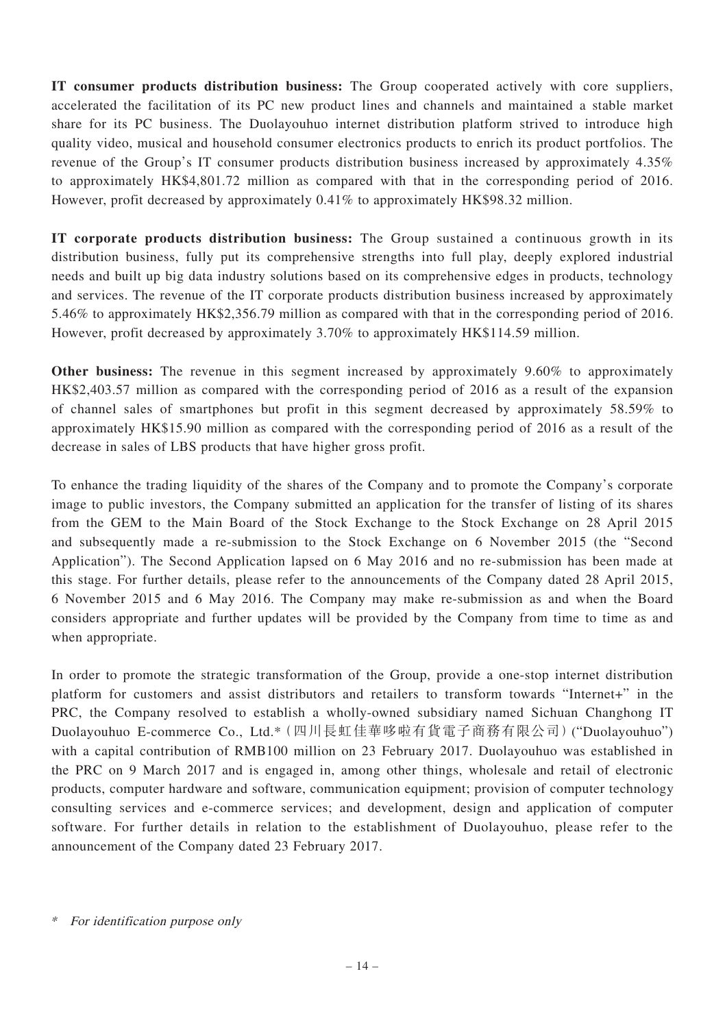**IT consumer products distribution business:** The Group cooperated actively with core suppliers, accelerated the facilitation of its PC new product lines and channels and maintained a stable market share for its PC business. The Duolayouhuo internet distribution platform strived to introduce high quality video, musical and household consumer electronics products to enrich its product portfolios. The revenue of the Group's IT consumer products distribution business increased by approximately 4.35% to approximately HK$4,801.72 million as compared with that in the corresponding period of 2016. However, profit decreased by approximately 0.41% to approximately HK$98.32 million.

**IT corporate products distribution business:** The Group sustained a continuous growth in its distribution business, fully put its comprehensive strengths into full play, deeply explored industrial needs and built up big data industry solutions based on its comprehensive edges in products, technology and services. The revenue of the IT corporate products distribution business increased by approximately 5.46% to approximately HK$2,356.79 million as compared with that in the corresponding period of 2016. However, profit decreased by approximately 3.70% to approximately HK$114.59 million.

**Other business:** The revenue in this segment increased by approximately 9.60% to approximately HK$2,403.57 million as compared with the corresponding period of 2016 as a result of the expansion of channel sales of smartphones but profit in this segment decreased by approximately 58.59% to approximately HK$15.90 million as compared with the corresponding period of 2016 as a result of the decrease in sales of LBS products that have higher gross profit.

To enhance the trading liquidity of the shares of the Company and to promote the Company's corporate image to public investors, the Company submitted an application for the transfer of listing of its shares from the GEM to the Main Board of the Stock Exchange to the Stock Exchange on 28 April 2015 and subsequently made a re-submission to the Stock Exchange on 6 November 2015 (the "Second Application"). The Second Application lapsed on 6 May 2016 and no re-submission has been made at this stage. For further details, please refer to the announcements of the Company dated 28 April 2015, 6 November 2015 and 6 May 2016. The Company may make re-submission as and when the Board considers appropriate and further updates will be provided by the Company from time to time as and when appropriate.

In order to promote the strategic transformation of the Group, provide a one-stop internet distribution platform for customers and assist distributors and retailers to transform towards "Internet+" in the PRC, the Company resolved to establish a wholly-owned subsidiary named Sichuan Changhong IT Duolayouhuo E-commerce Co., Ltd.*（四川長虹佳華哆啦有貨電子商務有限公司）("Duolayouhuo") with a capital contribution of RMB100 million on 23 February 2017. Duolayouhuo was established in the PRC on 9 March 2017 and is engaged in, among other things, wholesale and retail of electronic products, computer hardware and software, communication equipment; provision of computer technology consulting services and e-commerce services; and development, design and application of computer software. For further details in relation to the establishment of Duolayouhuo, please refer to the announcement of the Company dated 23 February 2017.

\* *For identification purpose only*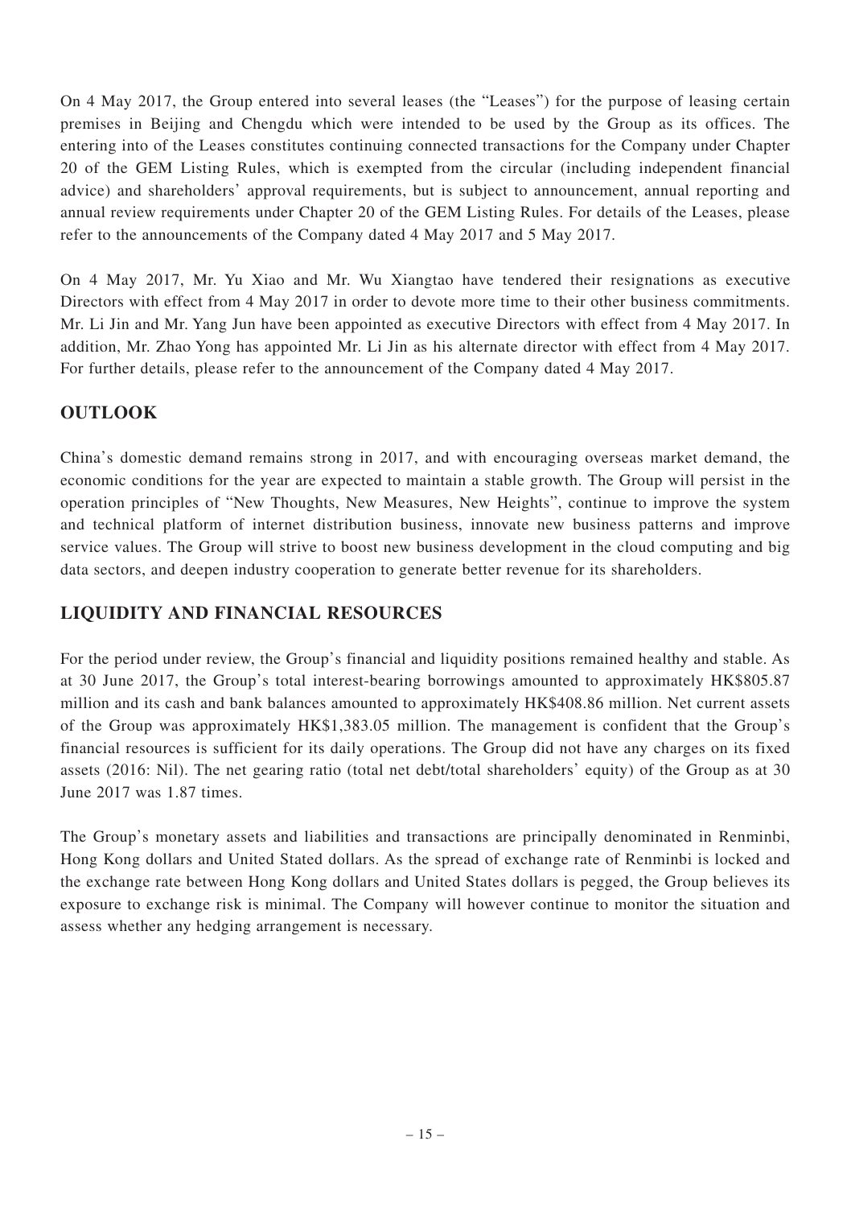On 4 May 2017, the Group entered into several leases (the "Leases") for the purpose of leasing certain premises in Beijing and Chengdu which were intended to be used by the Group as its offices. The entering into of the Leases constitutes continuing connected transactions for the Company under Chapter 20 of the GEM Listing Rules, which is exempted from the circular (including independent financial advice) and shareholders' approval requirements, but is subject to announcement, annual reporting and annual review requirements under Chapter 20 of the GEM Listing Rules. For details of the Leases, please refer to the announcements of the Company dated 4 May 2017 and 5 May 2017.

On 4 May 2017, Mr. Yu Xiao and Mr. Wu Xiangtao have tendered their resignations as executive Directors with effect from 4 May 2017 in order to devote more time to their other business commitments. Mr. Li Jin and Mr. Yang Jun have been appointed as executive Directors with effect from 4 May 2017. In addition, Mr. Zhao Yong has appointed Mr. Li Jin as his alternate director with effect from 4 May 2017. For further details, please refer to the announcement of the Company dated 4 May 2017.

## OUTLOOK

China's domestic demand remains strong in 2017, and with encouraging overseas market demand, the economic conditions for the year are expected to maintain a stable growth. The Group will persist in the operation principles of "New Thoughts, New Measures, New Heights", continue to improve the system and technical platform of internet distribution business, innovate new business patterns and improve service values. The Group will strive to boost new business development in the cloud computing and big data sectors, and deepen industry cooperation to generate better revenue for its shareholders.

## LIQUIDITY AND FINANCIAL RESOURCES

For the period under review, the Group's financial and liquidity positions remained healthy and stable. As at 30 June 2017, the Group's total interest-bearing borrowings amounted to approximately HK$805.87 million and its cash and bank balances amounted to approximately HK$408.86 million. Net current assets of the Group was approximately HK$1,383.05 million. The management is confident that the Group's financial resources is sufficient for its daily operations. The Group did not have any charges on its fixed assets (2016: Nil). The net gearing ratio (total net debt/total shareholders' equity) of the Group as at 30 June 2017 was 1.87 times.

The Group's monetary assets and liabilities and transactions are principally denominated in Renminbi, Hong Kong dollars and United Stated dollars. As the spread of exchange rate of Renminbi is locked and the exchange rate between Hong Kong dollars and United States dollars is pegged, the Group believes its exposure to exchange risk is minimal. The Company will however continue to monitor the situation and assess whether any hedging arrangement is necessary.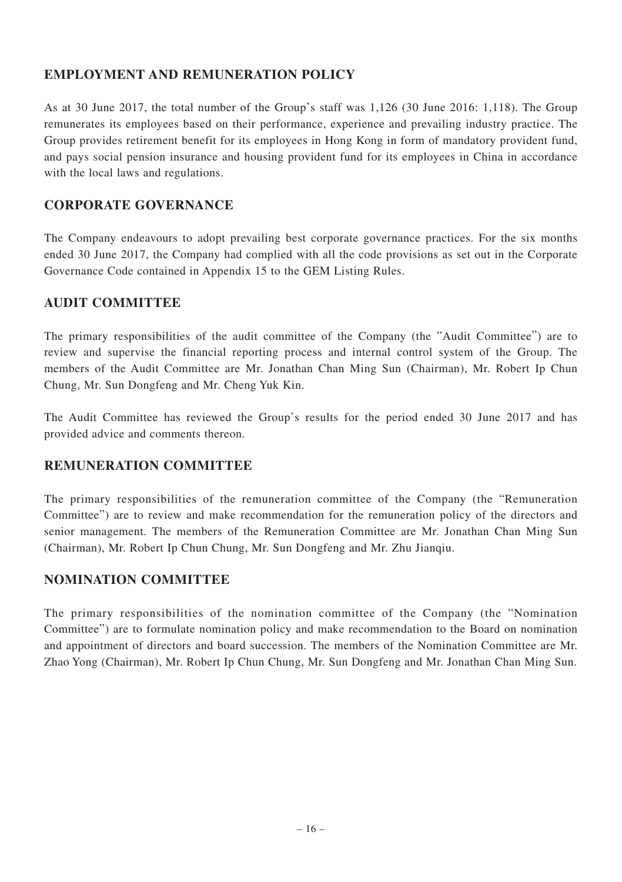## EMPLOYMENT AND REMUNERATION POLICY

As at 30 June 2017, the total number of the Group's staff was 1,126 (30 June 2016: 1,118). The Group remunerates its employees based on their performance, experience and prevailing industry practice. The Group provides retirement benefit for its employees in Hong Kong in form of mandatory provident fund, and pays social pension insurance and housing provident fund for its employees in China in accordance with the local laws and regulations.

## CORPORATE GOVERNANCE

The Company endeavours to adopt prevailing best corporate governance practices. For the six months ended 30 June 2017, the Company had complied with all the code provisions as set out in the Corporate Governance Code contained in Appendix 15 to the GEM Listing Rules.

## AUDIT COMMITTEE

The primary responsibilities of the audit committee of the Company (the "Audit Committee") are to review and supervise the financial reporting process and internal control system of the Group. The members of the Audit Committee are Mr. Jonathan Chan Ming Sun (Chairman), Mr. Robert Ip Chun Chung, Mr. Sun Dongfeng and Mr. Cheng Yuk Kin.

The Audit Committee has reviewed the Group's results for the period ended 30 June 2017 and has provided advice and comments thereon.

## REMUNERATION COMMITTEE

The primary responsibilities of the remuneration committee of the Company (the "Remuneration Committee") are to review and make recommendation for the remuneration policy of the directors and senior management. The members of the Remuneration Committee are Mr. Jonathan Chan Ming Sun (Chairman), Mr. Robert Ip Chun Chung, Mr. Sun Dongfeng and Mr. Zhu Jianqiu.

## NOMINATION COMMITTEE

The primary responsibilities of the nomination committee of the Company (the "Nomination Committee") are to formulate nomination policy and make recommendation to the Board on nomination and appointment of directors and board succession. The members of the Nomination Committee are Mr. Zhao Yong (Chairman), Mr. Robert Ip Chun Chung, Mr. Sun Dongfeng and Mr. Jonathan Chan Ming Sun.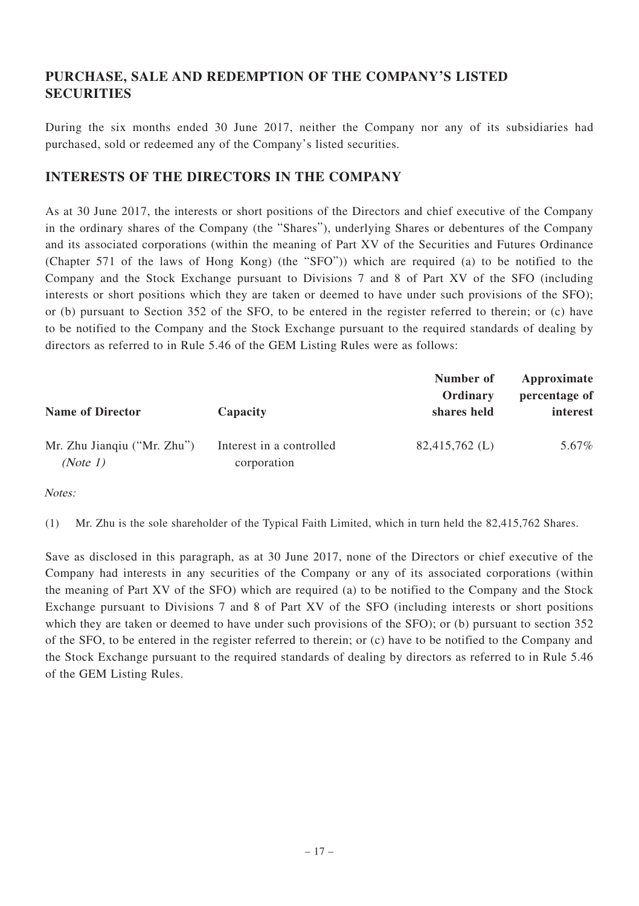## PURCHASE, SALE AND REDEMPTION OF THE COMPANY'S LISTED SECURITIES

During the six months ended 30 June 2017, neither the Company nor any of its subsidiaries had purchased, sold or redeemed any of the Company's listed securities.

## INTERESTS OF THE DIRECTORS IN THE COMPANY

As at 30 June 2017, the interests or short positions of the Directors and chief executive of the Company in the ordinary shares of the Company (the "Shares"), underlying Shares or debentures of the Company and its associated corporations (within the meaning of Part XV of the Securities and Futures Ordinance (Chapter 571 of the laws of Hong Kong) (the "SFO")) which are required (a) to be notified to the Company and the Stock Exchange pursuant to Divisions 7 and 8 of Part XV of the SFO (including interests or short positions which they are taken or deemed to have under such provisions of the SFO); or (b) pursuant to Section 352 of the SFO, to be entered in the register referred to therein; or (c) have to be notified to the Company and the Stock Exchange pursuant to the required standards of dealing by directors as referred to in Rule 5.46 of the GEM Listing Rules were as follows:

| Name of Director | Capacity | Number of Ordinary shares held | Approximate percentage of interest |
|---|---|---|---|
| Mr. Zhu Jianqiu ("Mr. Zhu") *(Note 1)* | Interest in a controlled corporation | 82,415,762 (L) | 5.67% |

*Notes:*

(1) Mr. Zhu is the sole shareholder of the Typical Faith Limited, which in turn held the 82,415,762 Shares.

Save as disclosed in this paragraph, as at 30 June 2017, none of the Directors or chief executive of the Company had interests in any securities of the Company or any of its associated corporations (within the meaning of Part XV of the SFO) which are required (a) to be notified to the Company and the Stock Exchange pursuant to Divisions 7 and 8 of Part XV of the SFO (including interests or short positions which they are taken or deemed to have under such provisions of the SFO); or (b) pursuant to section 352 of the SFO, to be entered in the register referred to therein; or (c) have to be notified to the Company and the Stock Exchange pursuant to the required standards of dealing by directors as referred to in Rule 5.46 of the GEM Listing Rules.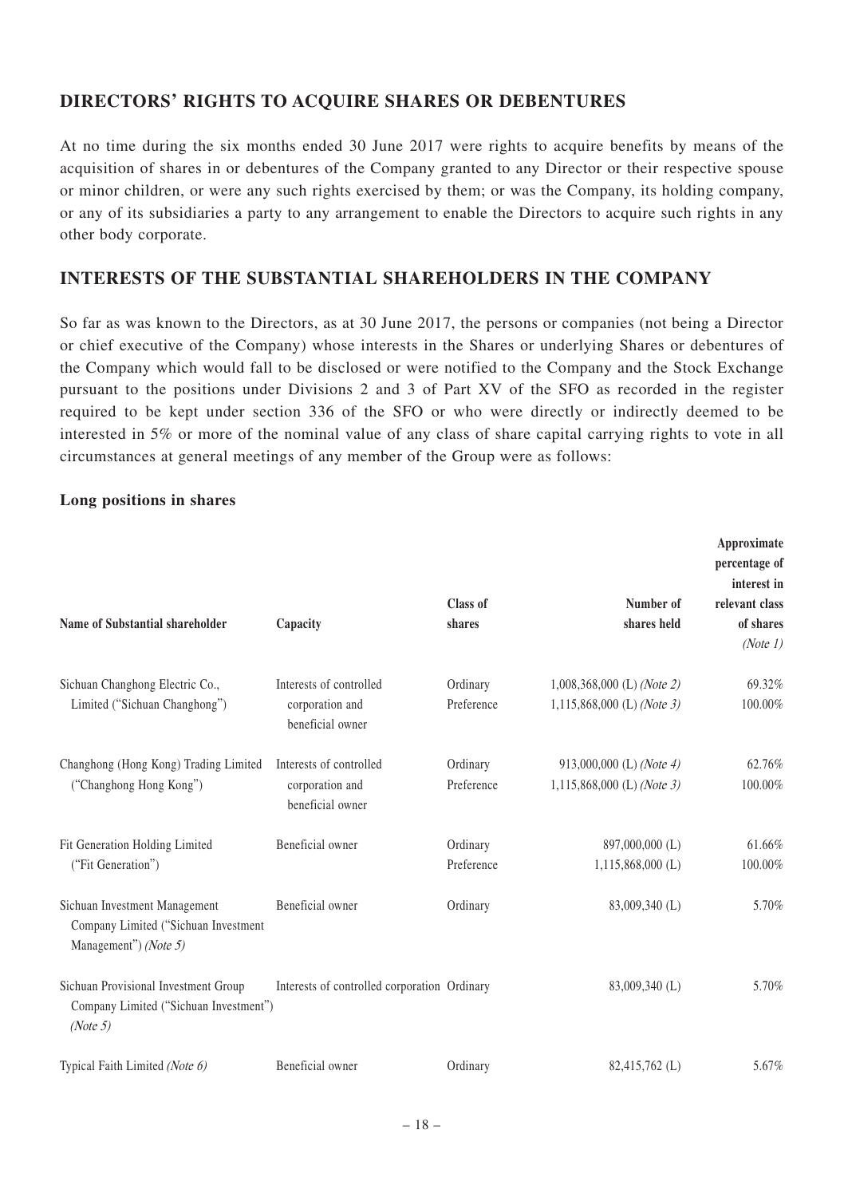## DIRECTORS' RIGHTS TO ACQUIRE SHARES OR DEBENTURES

At no time during the six months ended 30 June 2017 were rights to acquire benefits by means of the acquisition of shares in or debentures of the Company granted to any Director or their respective spouse or minor children, or were any such rights exercised by them; or was the Company, its holding company, or any of its subsidiaries a party to any arrangement to enable the Directors to acquire such rights in any other body corporate.

## INTERESTS OF THE SUBSTANTIAL SHAREHOLDERS IN THE COMPANY

So far as was known to the Directors, as at 30 June 2017, the persons or companies (not being a Director or chief executive of the Company) whose interests in the Shares or underlying Shares or debentures of the Company which would fall to be disclosed or were notified to the Company and the Stock Exchange pursuant to the positions under Divisions 2 and 3 of Part XV of the SFO as recorded in the register required to be kept under section 336 of the SFO or who were directly or indirectly deemed to be interested in 5% or more of the nominal value of any class of share capital carrying rights to vote in all circumstances at general meetings of any member of the Group were as follows:

**Long positions in shares**

| Name of Substantial shareholder | Capacity | Class of shares | Number of shares held | Approximate percentage of interest in relevant class of shares *(Note 1)* |
|---|---|---|---|---|
| Sichuan Changhong Electric Co., Limited ("Sichuan Changhong") | Interests of controlled corporation and beneficial owner | Ordinary | 1,008,368,000 (L) *(Note 2)* | 69.32% |
| | | Preference | 1,115,868,000 (L) *(Note 3)* | 100.00% |
| Changhong (Hong Kong) Trading Limited ("Changhong Hong Kong") | Interests of controlled corporation and beneficial owner | Ordinary | 913,000,000 (L) *(Note 4)* | 62.76% |
| | | Preference | 1,115,868,000 (L) *(Note 3)* | 100.00% |
| Fit Generation Holding Limited ("Fit Generation") | Beneficial owner | Ordinary | 897,000,000 (L) | 61.66% |
| | | Preference | 1,115,868,000 (L) | 100.00% |
| Sichuan Investment Management Company Limited ("Sichuan Investment Management") *(Note 5)* | Beneficial owner | Ordinary | 83,009,340 (L) | 5.70% |
| Sichuan Provisional Investment Group Company Limited ("Sichuan Investment") *(Note 5)* | Interests of controlled corporation | Ordinary | 83,009,340 (L) | 5.70% |
| Typical Faith Limited *(Note 6)* | Beneficial owner | Ordinary | 82,415,762 (L) | 5.67% |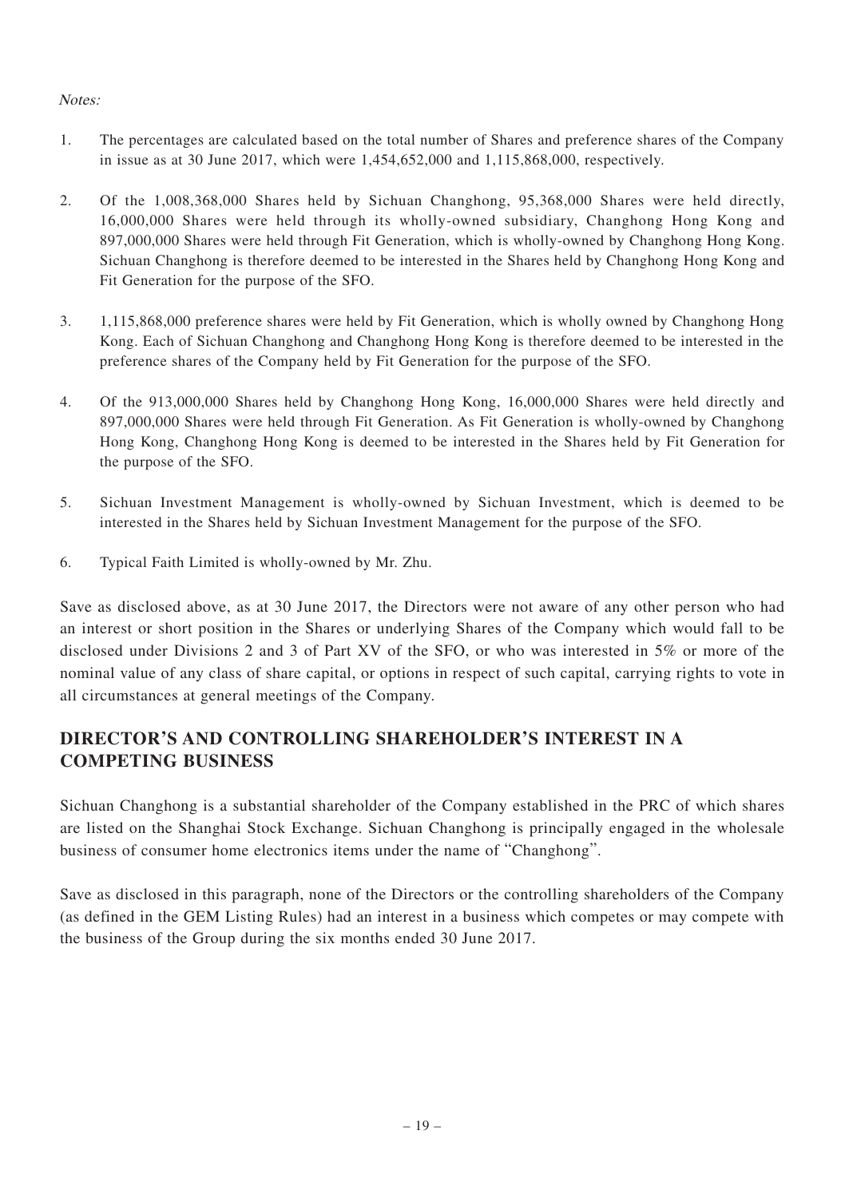*Notes:*

1. The percentages are calculated based on the total number of Shares and preference shares of the Company in issue as at 30 June 2017, which were 1,454,652,000 and 1,115,868,000, respectively.

2. Of the 1,008,368,000 Shares held by Sichuan Changhong, 95,368,000 Shares were held directly, 16,000,000 Shares were held through its wholly-owned subsidiary, Changhong Hong Kong and 897,000,000 Shares were held through Fit Generation, which is wholly-owned by Changhong Hong Kong. Sichuan Changhong is therefore deemed to be interested in the Shares held by Changhong Hong Kong and Fit Generation for the purpose of the SFO.

3. 1,115,868,000 preference shares were held by Fit Generation, which is wholly owned by Changhong Hong Kong. Each of Sichuan Changhong and Changhong Hong Kong is therefore deemed to be interested in the preference shares of the Company held by Fit Generation for the purpose of the SFO.

4. Of the 913,000,000 Shares held by Changhong Hong Kong, 16,000,000 Shares were held directly and 897,000,000 Shares were held through Fit Generation. As Fit Generation is wholly-owned by Changhong Hong Kong, Changhong Hong Kong is deemed to be interested in the Shares held by Fit Generation for the purpose of the SFO.

5. Sichuan Investment Management is wholly-owned by Sichuan Investment, which is deemed to be interested in the Shares held by Sichuan Investment Management for the purpose of the SFO.

6. Typical Faith Limited is wholly-owned by Mr. Zhu.

Save as disclosed above, as at 30 June 2017, the Directors were not aware of any other person who had an interest or short position in the Shares or underlying Shares of the Company which would fall to be disclosed under Divisions 2 and 3 of Part XV of the SFO, or who was interested in 5% or more of the nominal value of any class of share capital, or options in respect of such capital, carrying rights to vote in all circumstances at general meetings of the Company.

## DIRECTOR'S AND CONTROLLING SHAREHOLDER'S INTEREST IN A COMPETING BUSINESS

Sichuan Changhong is a substantial shareholder of the Company established in the PRC of which shares are listed on the Shanghai Stock Exchange. Sichuan Changhong is principally engaged in the wholesale business of consumer home electronics items under the name of "Changhong".

Save as disclosed in this paragraph, none of the Directors or the controlling shareholders of the Company (as defined in the GEM Listing Rules) had an interest in a business which competes or may compete with the business of the Group during the six months ended 30 June 2017.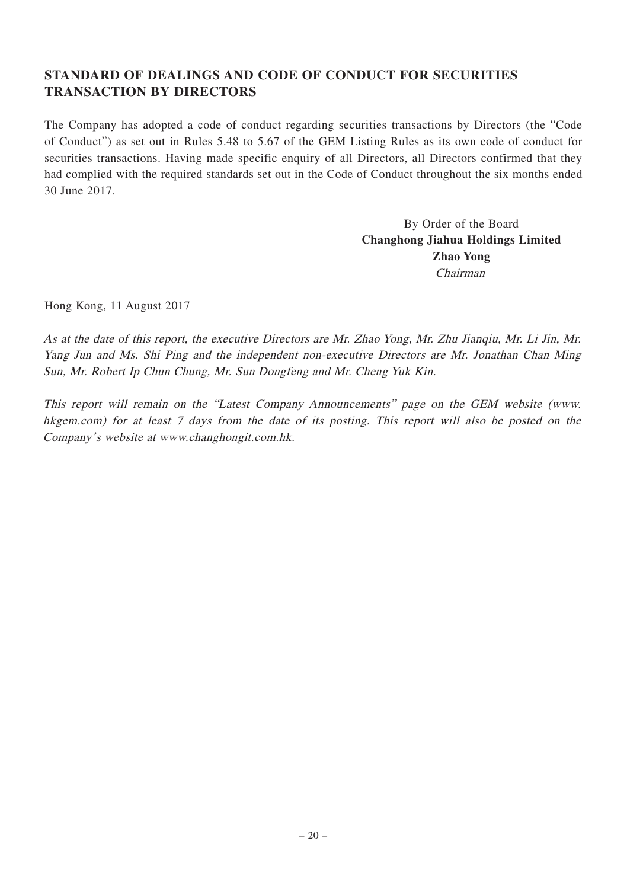## STANDARD OF DEALINGS AND CODE OF CONDUCT FOR SECURITIES TRANSACTION BY DIRECTORS

The Company has adopted a code of conduct regarding securities transactions by Directors (the "Code of Conduct") as set out in Rules 5.48 to 5.67 of the GEM Listing Rules as its own code of conduct for securities transactions. Having made specific enquiry of all Directors, all Directors confirmed that they had complied with the required standards set out in the Code of Conduct throughout the six months ended 30 June 2017.

By Order of the Board
**Changhong Jiahua Holdings Limited**
**Zhao Yong**
*Chairman*

Hong Kong, 11 August 2017

*As at the date of this report, the executive Directors are Mr. Zhao Yong, Mr. Zhu Jianqiu, Mr. Li Jin, Mr. Yang Jun and Ms. Shi Ping and the independent non-executive Directors are Mr. Jonathan Chan Ming Sun, Mr. Robert Ip Chun Chung, Mr. Sun Dongfeng and Mr. Cheng Yuk Kin.*

*This report will remain on the "Latest Company Announcements" page on the GEM website (www.hkgem.com) for at least 7 days from the date of its posting. This report will also be posted on the Company's website at www.changhongit.com.hk.*